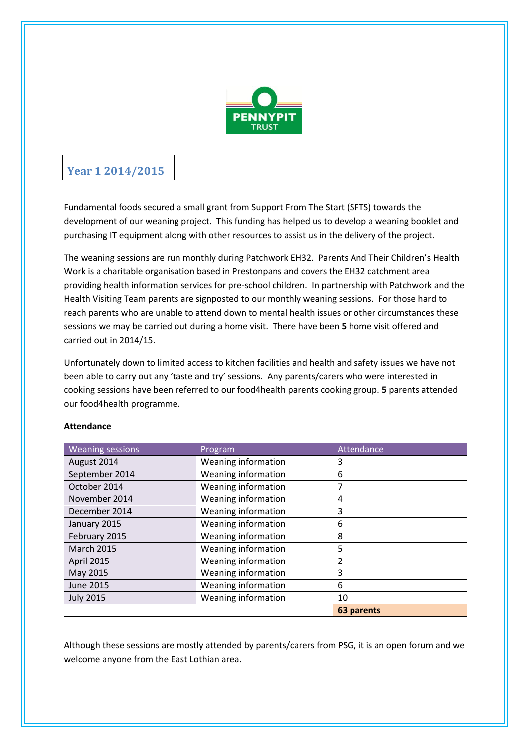PENNYPIT TRUST

## Year 1 2014/2015

Fundamental foods secured a small grant from Support From The Start (SFTS) towards the development of our weaning project. This funding has helped us to develop a weaning booklet and purchasing IT equipment along with other resources to assist us in the delivery of the project.

The weaning sessions are run monthly during Patchwork EH32. Parents And Their Children's Health Work is a charitable organisation based in Prestonpans and covers the EH32 catchment area providing health information services for pre-school children. In partnership with Patchwork and the Health Visiting Team parents are signposted to our monthly weaning sessions. For those hard to reach parents who are unable to attend down to mental health issues or other circumstances these sessions we may be carried out during a home visit. There have been **5** home visit offered and carried out in 2014/15.

Unfortunately down to limited access to kitchen facilities and health and safety issues we have not been able to carry out any 'taste and try' sessions. Any parents/carers who were interested in cooking sessions have been referred to our food4health parents cooking group. **5** parents attended our food4health programme.

**Attendance**

| Weaning sessions | Program | Attendance |
|---|---|---|
| August 2014 | Weaning information | 3 |
| September 2014 | Weaning information | 6 |
| October 2014 | Weaning information | 7 |
| November 2014 | Weaning information | 4 |
| December 2014 | Weaning information | 3 |
| January 2015 | Weaning information | 6 |
| February 2015 | Weaning information | 8 |
| March 2015 | Weaning information | 5 |
| April 2015 | Weaning information | 2 |
| May 2015 | Weaning information | 3 |
| June 2015 | Weaning information | 6 |
| July 2015 | Weaning information | 10 |
| | | **63 parents** |

Although these sessions are mostly attended by parents/carers from PSG, it is an open forum and we welcome anyone from the East Lothian area.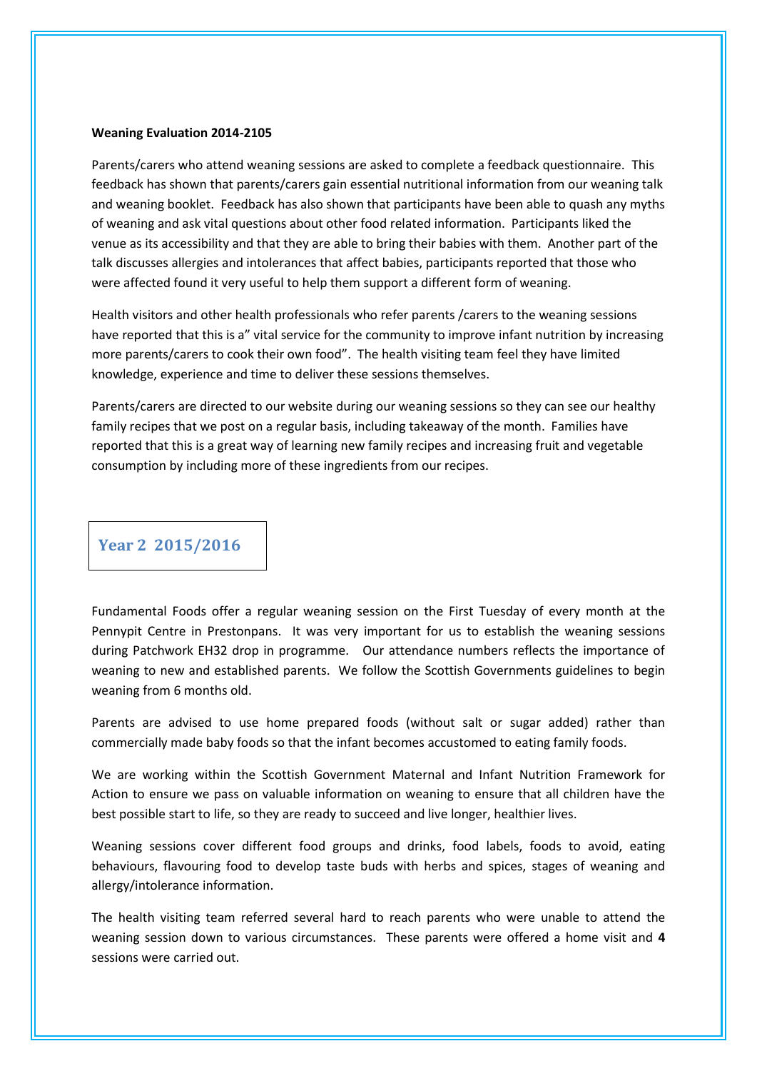**Weaning Evaluation 2014-2105**

Parents/carers who attend weaning sessions are asked to complete a feedback questionnaire. This feedback has shown that parents/carers gain essential nutritional information from our weaning talk and weaning booklet. Feedback has also shown that participants have been able to quash any myths of weaning and ask vital questions about other food related information. Participants liked the venue as its accessibility and that they are able to bring their babies with them. Another part of the talk discusses allergies and intolerances that affect babies, participants reported that those who were affected found it very useful to help them support a different form of weaning.

Health visitors and other health professionals who refer parents /carers to the weaning sessions have reported that this is a" vital service for the community to improve infant nutrition by increasing more parents/carers to cook their own food". The health visiting team feel they have limited knowledge, experience and time to deliver these sessions themselves.

Parents/carers are directed to our website during our weaning sessions so they can see our healthy family recipes that we post on a regular basis, including takeaway of the month. Families have reported that this is a great way of learning new family recipes and increasing fruit and vegetable consumption by including more of these ingredients from our recipes.

## Year 2 2015/2016

Fundamental Foods offer a regular weaning session on the First Tuesday of every month at the Pennypit Centre in Prestonpans. It was very important for us to establish the weaning sessions during Patchwork EH32 drop in programme. Our attendance numbers reflects the importance of weaning to new and established parents. We follow the Scottish Governments guidelines to begin weaning from 6 months old.

Parents are advised to use home prepared foods (without salt or sugar added) rather than commercially made baby foods so that the infant becomes accustomed to eating family foods.

We are working within the Scottish Government Maternal and Infant Nutrition Framework for Action to ensure we pass on valuable information on weaning to ensure that all children have the best possible start to life, so they are ready to succeed and live longer, healthier lives.

Weaning sessions cover different food groups and drinks, food labels, foods to avoid, eating behaviours, flavouring food to develop taste buds with herbs and spices, stages of weaning and allergy/intolerance information.

The health visiting team referred several hard to reach parents who were unable to attend the weaning session down to various circumstances. These parents were offered a home visit and **4** sessions were carried out.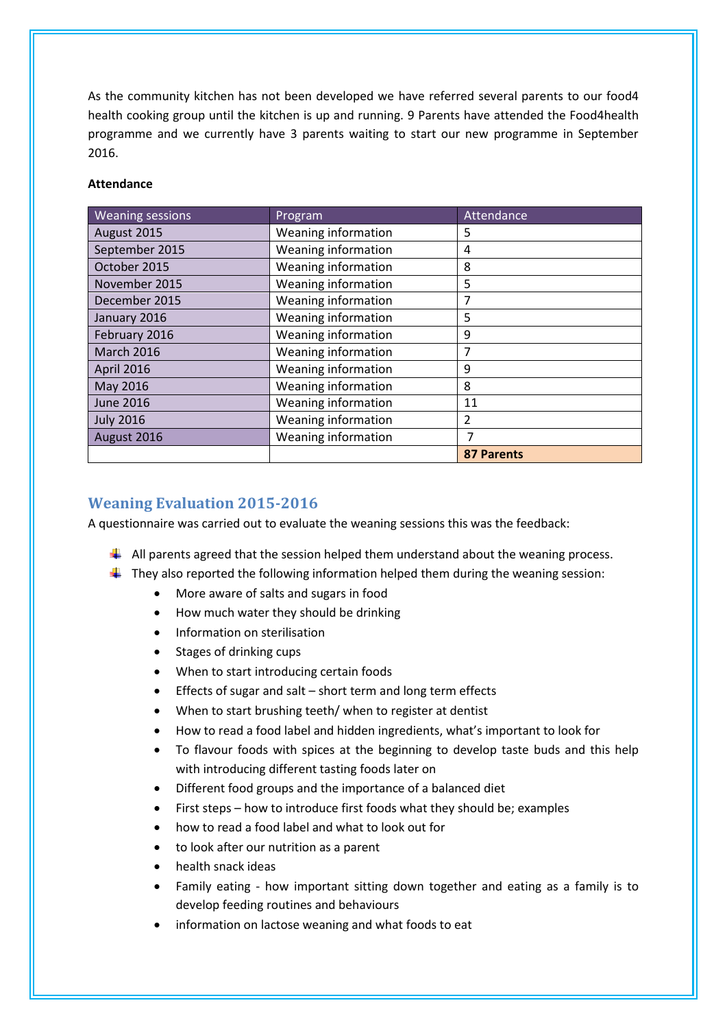As the community kitchen has not been developed we have referred several parents to our food4 health cooking group until the kitchen is up and running. 9 Parents have attended the Food4health programme and we currently have 3 parents waiting to start our new programme in September 2016.

**Attendance**

| Weaning sessions | Program | Attendance |
|---|---|---|
| August 2015 | Weaning information | 5 |
| September 2015 | Weaning information | 4 |
| October 2015 | Weaning information | 8 |
| November 2015 | Weaning information | 5 |
| December 2015 | Weaning information | 7 |
| January 2016 | Weaning information | 5 |
| February 2016 | Weaning information | 9 |
| March 2016 | Weaning information | 7 |
| April 2016 | Weaning information | 9 |
| May 2016 | Weaning information | 8 |
| June 2016 | Weaning information | 11 |
| July 2016 | Weaning information | 2 |
| August 2016 | Weaning information | 7 |
| | | **87 Parents** |

## Weaning Evaluation 2015-2016

A questionnaire was carried out to evaluate the weaning sessions this was the feedback:

- All parents agreed that the session helped them understand about the weaning process.
- They also reported the following information helped them during the weaning session:
  - More aware of salts and sugars in food
  - How much water they should be drinking
  - Information on sterilisation
  - Stages of drinking cups
  - When to start introducing certain foods
  - Effects of sugar and salt – short term and long term effects
  - When to start brushing teeth/ when to register at dentist
  - How to read a food label and hidden ingredients, what's important to look for
  - To flavour foods with spices at the beginning to develop taste buds and this help with introducing different tasting foods later on
  - Different food groups and the importance of a balanced diet
  - First steps – how to introduce first foods what they should be; examples
  - how to read a food label and what to look out for
  - to look after our nutrition as a parent
  - health snack ideas
  - Family eating - how important sitting down together and eating as a family is to develop feeding routines and behaviours
  - information on lactose weaning and what foods to eat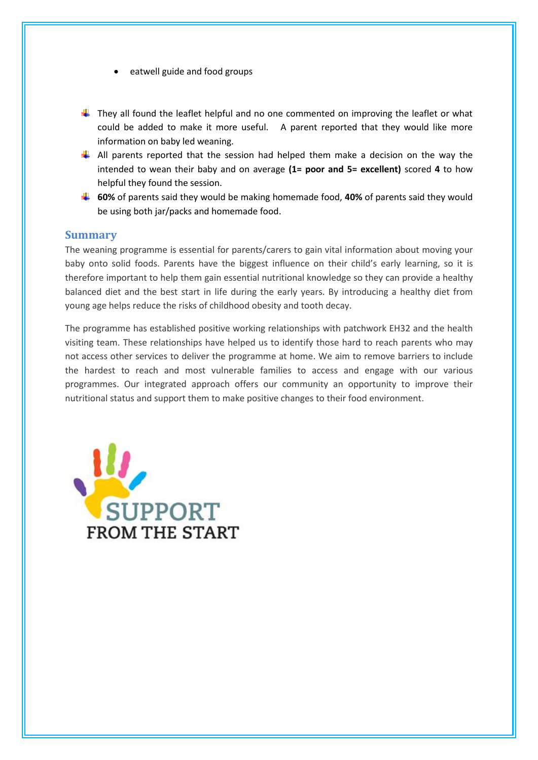- eatwell guide and food groups

- They all found the leaflet helpful and no one commented on improving the leaflet or what could be added to make it more useful. A parent reported that they would like more information on baby led weaning.
- All parents reported that the session had helped them make a decision on the way the intended to wean their baby and on average **(1= poor and 5= excellent)** scored **4** to how helpful they found the session.
- **60%** of parents said they would be making homemade food, **40%** of parents said they would be using both jar/packs and homemade food.

## Summary

The weaning programme is essential for parents/carers to gain vital information about moving your baby onto solid foods. Parents have the biggest influence on their child's early learning, so it is therefore important to help them gain essential nutritional knowledge so they can provide a healthy balanced diet and the best start in life during the early years. By introducing a healthy diet from young age helps reduce the risks of childhood obesity and tooth decay.

The programme has established positive working relationships with patchwork EH32 and the health visiting team. These relationships have helped us to identify those hard to reach parents who may not access other services to deliver the programme at home. We aim to remove barriers to include the hardest to reach and most vulnerable families to access and engage with our various programmes. Our integrated approach offers our community an opportunity to improve their nutritional status and support them to make positive changes to their food environment.

SUPPORT FROM THE START